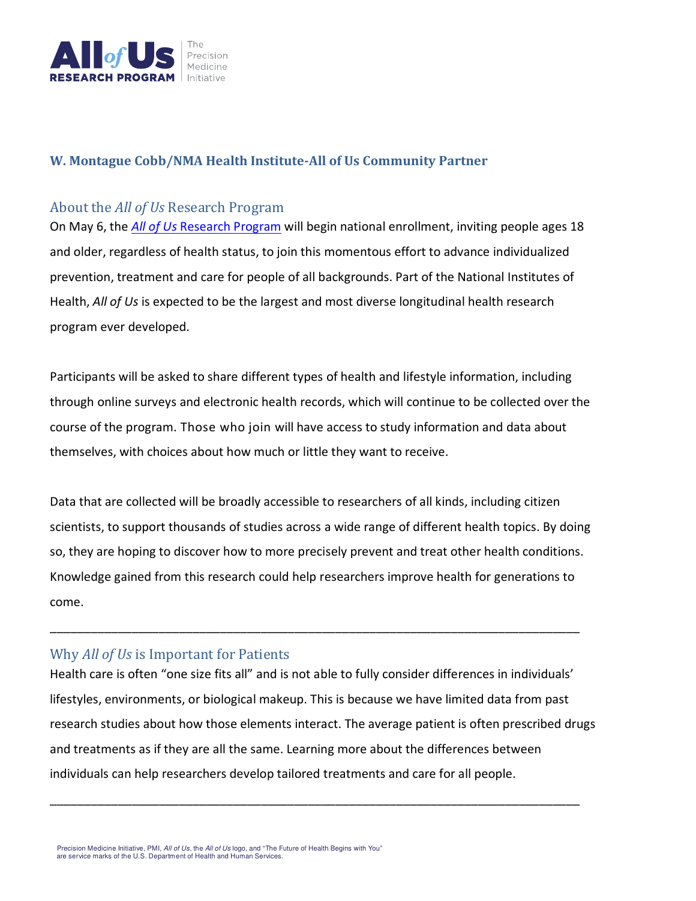**W. Montague Cobb/NMA Health Institute-All of Us Community Partner**

## About the *All of Us* Research Program

On May 6, the [*All of Us* Research Program](#) will begin national enrollment, inviting people ages 18 and older, regardless of health status, to join this momentous effort to advance individualized prevention, treatment and care for people of all backgrounds. Part of the National Institutes of Health, *All of Us* is expected to be the largest and most diverse longitudinal health research program ever developed.

Participants will be asked to share different types of health and lifestyle information, including through online surveys and electronic health records, which will continue to be collected over the course of the program. Those who join will have access to study information and data about themselves, with choices about how much or little they want to receive.

Data that are collected will be broadly accessible to researchers of all kinds, including citizen scientists, to support thousands of studies across a wide range of different health topics. By doing so, they are hoping to discover how to more precisely prevent and treat other health conditions. Knowledge gained from this research could help researchers improve health for generations to come.

---

## Why *All of Us* is Important for Patients

Health care is often "one size fits all" and is not able to fully consider differences in individuals' lifestyles, environments, or biological makeup. This is because we have limited data from past research studies about how those elements interact. The average patient is often prescribed drugs and treatments as if they are all the same. Learning more about the differences between individuals can help researchers develop tailored treatments and care for all people.

---

Precision Medicine Initiative, PMI, *All of Us*, the *All of Us* logo, and "The Future of Health Begins with You" are service marks of the U.S. Department of Health and Human Services.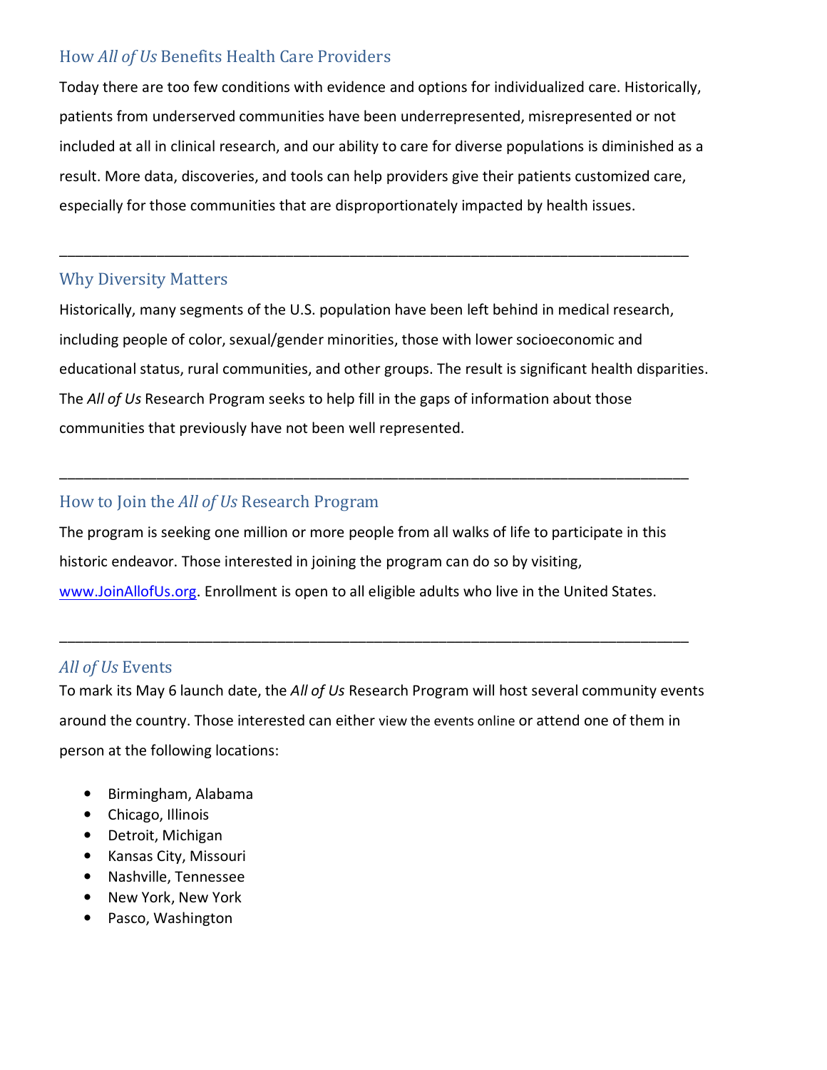## How *All of Us* Benefits Health Care Providers

Today there are too few conditions with evidence and options for individualized care. Historically, patients from underserved communities have been underrepresented, misrepresented or not included at all in clinical research, and our ability to care for diverse populations is diminished as a result. More data, discoveries, and tools can help providers give their patients customized care, especially for those communities that are disproportionately impacted by health issues.

---

## Why Diversity Matters

Historically, many segments of the U.S. population have been left behind in medical research, including people of color, sexual/gender minorities, those with lower socioeconomic and educational status, rural communities, and other groups. The result is significant health disparities. The *All of Us* Research Program seeks to help fill in the gaps of information about those communities that previously have not been well represented.

---

## How to Join the *All of Us* Research Program

The program is seeking one million or more people from all walks of life to participate in this historic endeavor. Those interested in joining the program can do so by visiting, [www.JoinAllofUs.org](http://www.JoinAllofUs.org). Enrollment is open to all eligible adults who live in the United States.

---

## *All of Us* Events

To mark its May 6 launch date, the *All of Us* Research Program will host several community events around the country. Those interested can either view the events online or attend one of them in person at the following locations:

- Birmingham, Alabama
- Chicago, Illinois
- Detroit, Michigan
- Kansas City, Missouri
- Nashville, Tennessee
- New York, New York
- Pasco, Washington